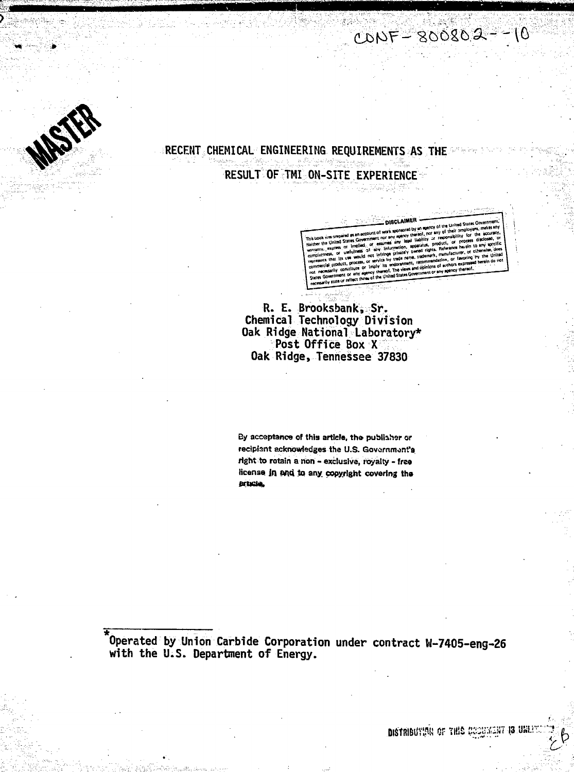CONF-800802--10

MASTER

# RECENT CHEMICAL ENGINEERING REQUIREMENTS AS THE RESULT OF TMI ON-SITE EXPERIENCE

DISCLAIMER

This book was prepared as an account of work sponsored by an agency of the United States Government. Neither the United States Government nor any agency thereof, nor any of their employees, makes any warranty, express or implied, or assumes any legal liability or responsibility for the accuracy, completeness, or usefulness of any information, apparatus, product, or process disclosed, or represents that its use would not infringe privately owned rights. Reference herein to any specific commercial product, process, or service by trade name, trademark, manufacturer, or otherwise, does not necessarily constitute or imply its endorsement, recommendation, or favoring by the United States Government or any agency thereof. The views and opinions of authors expressed herein do not necessarily state or reflect those of the United States Government or any agency thereof.

**R. E. Brooksbank, Sr.**
**Chemical Technology Division**
**Oak Ridge National Laboratory***
**Post Office Box X**
**Oak Ridge, Tennessee 37830**

**By acceptance of this article, the publisher or recipient acknowledges the U.S. Government's right to retain a non - exclusive, royalty - free license in and to any copyright covering the article.**

*Operated by Union Carbide Corporation under contract W-7405-eng-26 with the U.S. Department of Energy.

DISTRIBUTION OF THIS DOCUMENT IS UNLIMITED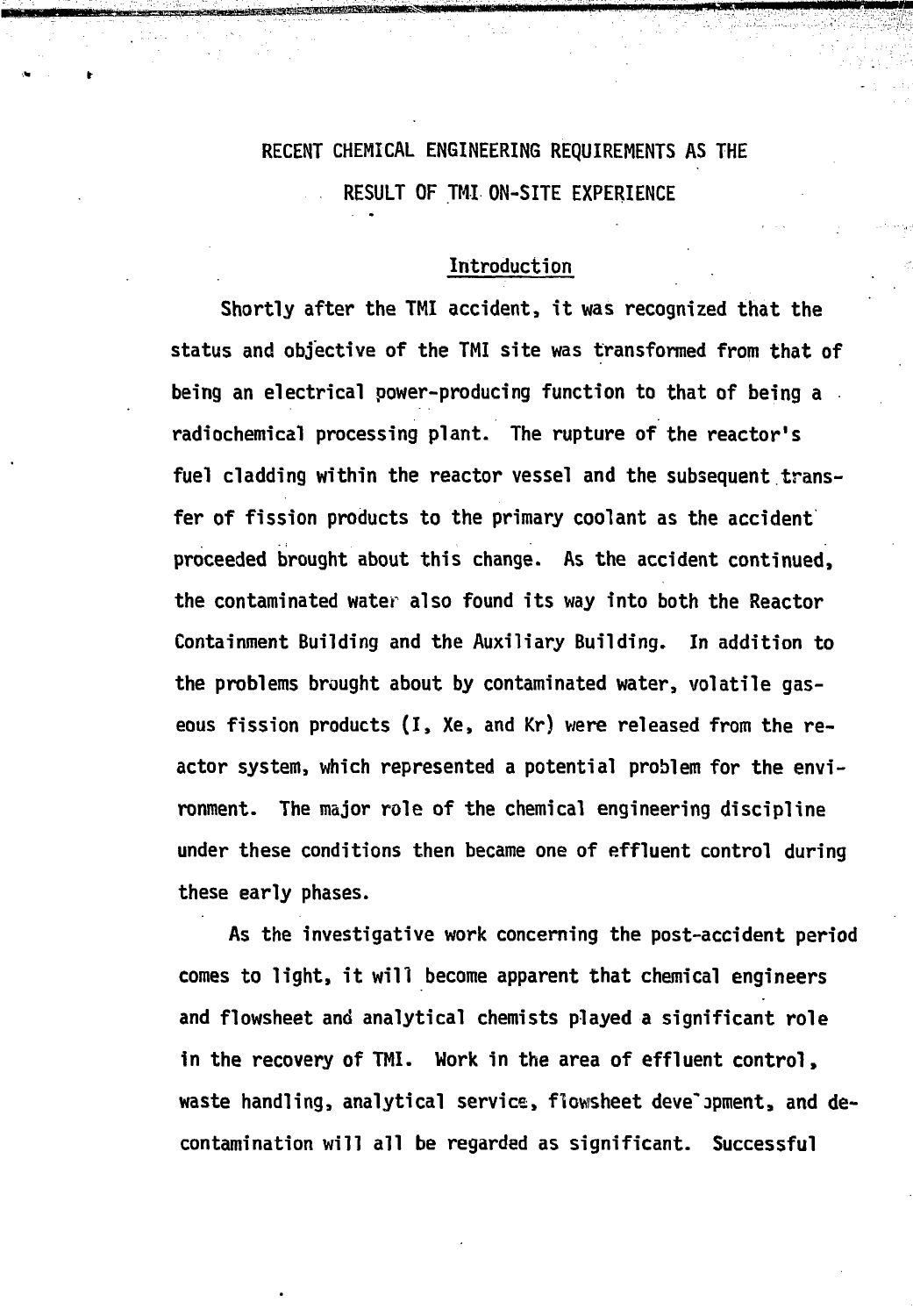# RECENT CHEMICAL ENGINEERING REQUIREMENTS AS THE RESULT OF TMI ON-SITE EXPERIENCE

## Introduction

Shortly after the TMI accident, it was recognized that the status and objective of the TMI site was transformed from that of being an electrical power-producing function to that of being a radiochemical processing plant. The rupture of the reactor's fuel cladding within the reactor vessel and the subsequent transfer of fission products to the primary coolant as the accident proceeded brought about this change. As the accident continued, the contaminated water also found its way into both the Reactor Containment Building and the Auxiliary Building. In addition to the problems brought about by contaminated water, volatile gaseous fission products (I, Xe, and Kr) were released from the reactor system, which represented a potential problem for the environment. The major role of the chemical engineering discipline under these conditions then became one of effluent control during these early phases.

As the investigative work concerning the post-accident period comes to light, it will become apparent that chemical engineers and flowsheet and analytical chemists played a significant role in the recovery of TMI. Work in the area of effluent control, waste handling, analytical service, flowsheet development, and decontamination will all be regarded as significant. Successful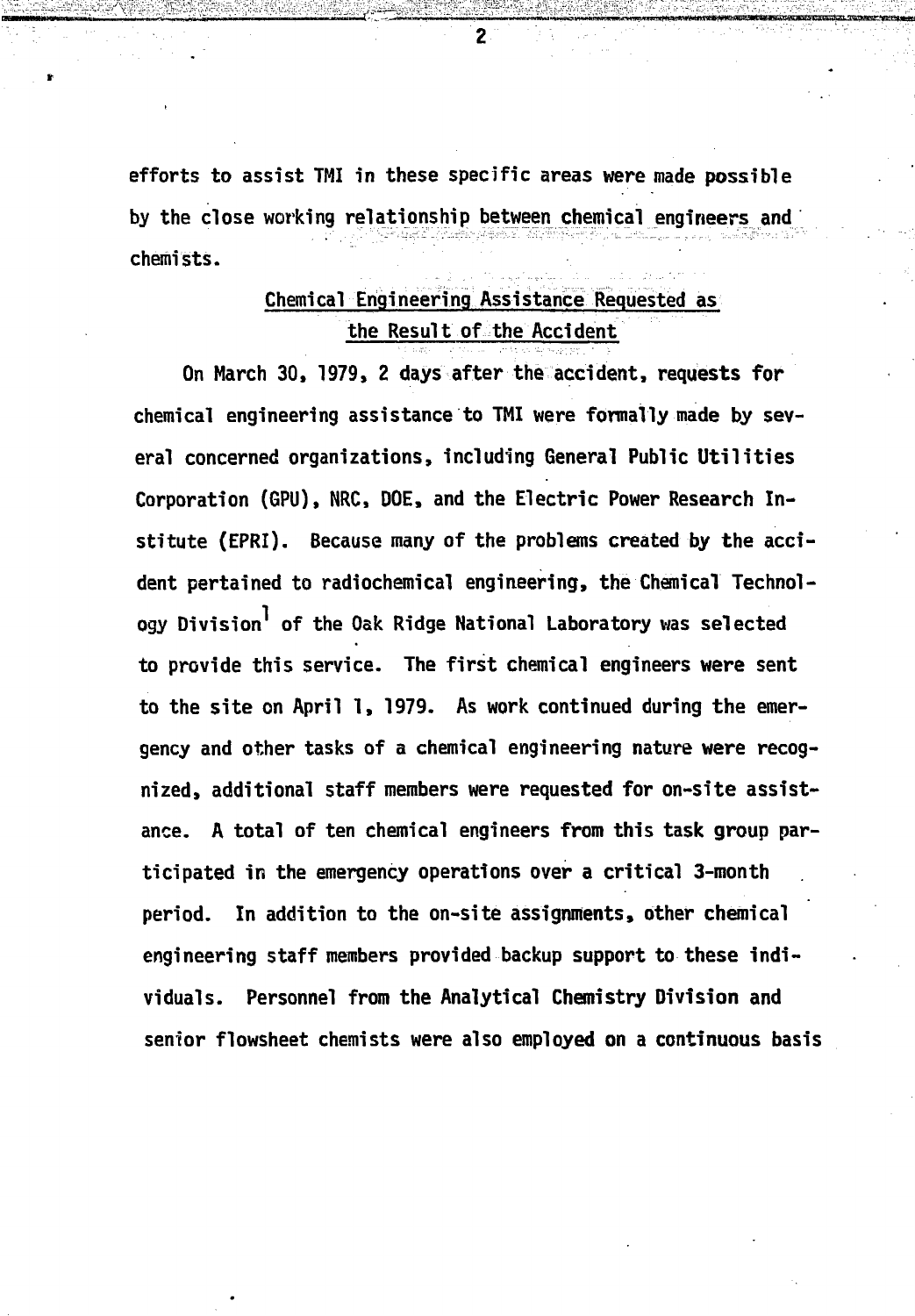efforts to assist TMI in these specific areas were made possible by the close working relationship between chemical engineers and chemists.

## Chemical Engineering Assistance Requested as the Result of the Accident

On March 30, 1979, 2 days after the accident, requests for chemical engineering assistance to TMI were formally made by several concerned organizations, including General Public Utilities Corporation (GPU), NRC, DOE, and the Electric Power Research Institute (EPRI). Because many of the problems created by the accident pertained to radiochemical engineering, the Chemical Technology Division[1] of the Oak Ridge National Laboratory was selected to provide this service. The first chemical engineers were sent to the site on April 1, 1979. As work continued during the emergency and other tasks of a chemical engineering nature were recognized, additional staff members were requested for on-site assistance. A total of ten chemical engineers from this task group participated in the emergency operations over a critical 3-month period. In addition to the on-site assignments, other chemical engineering staff members provided backup support to these individuals. Personnel from the Analytical Chemistry Division and senior flowsheet chemists were also employed on a continuous basis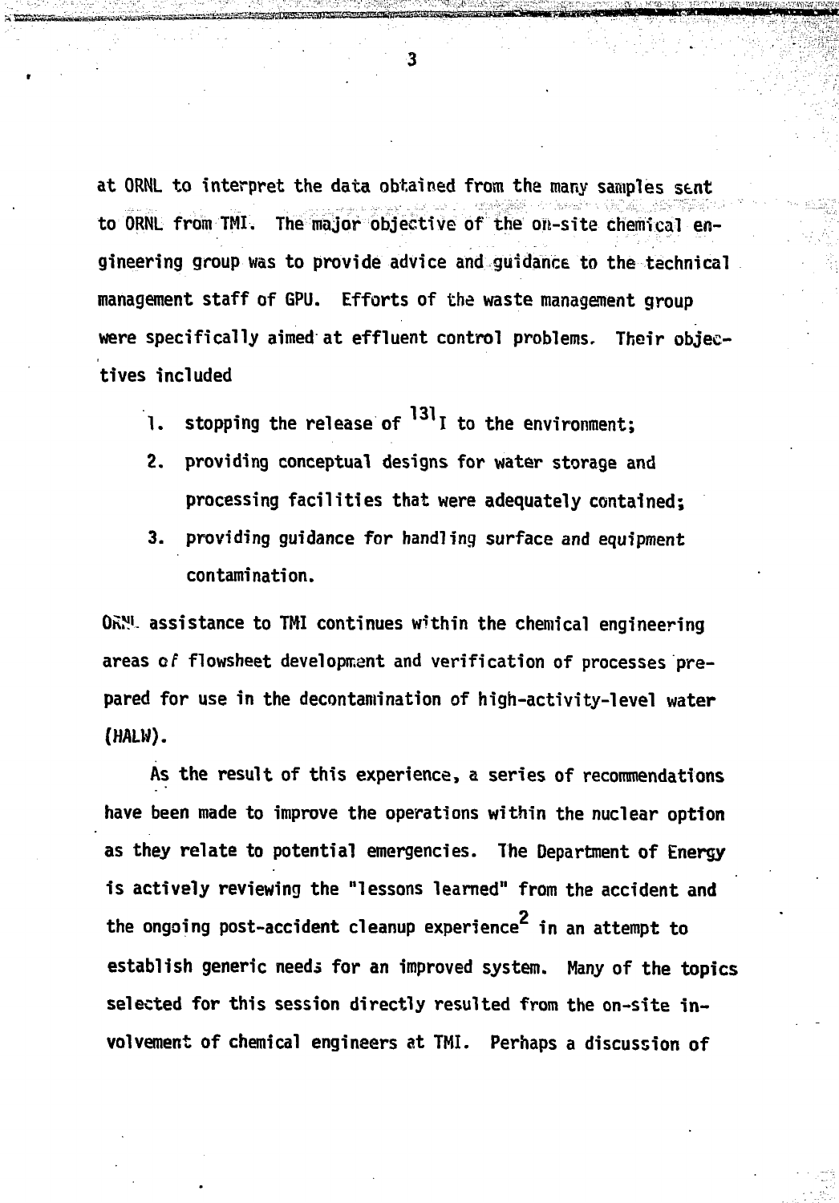at ORNL to interpret the data obtained from the many samples sent to ORNL from TMI. The major objective of the on-site chemical engineering group was to provide advice and guidance to the technical management staff of GPU. Efforts of the waste management group were specifically aimed at effluent control problems. Their objectives included

1. stopping the release of $^{131}I$ to the environment;
2. providing conceptual designs for water storage and processing facilities that were adequately contained;
3. providing guidance for handling surface and equipment contamination.

ORNL assistance to TMI continues within the chemical engineering areas of flowsheet development and verification of processes prepared for use in the decontamination of high-activity-level water (HALW).

As the result of this experience, a series of recommendations have been made to improve the operations within the nuclear option as they relate to potential emergencies. The Department of Energy is actively reviewing the "lessons learned" from the accident and the ongoing post-accident cleanup experience[2] in an attempt to establish generic needs for an improved system. Many of the topics selected for this session directly resulted from the on-site involvement of chemical engineers at TMI. Perhaps a discussion of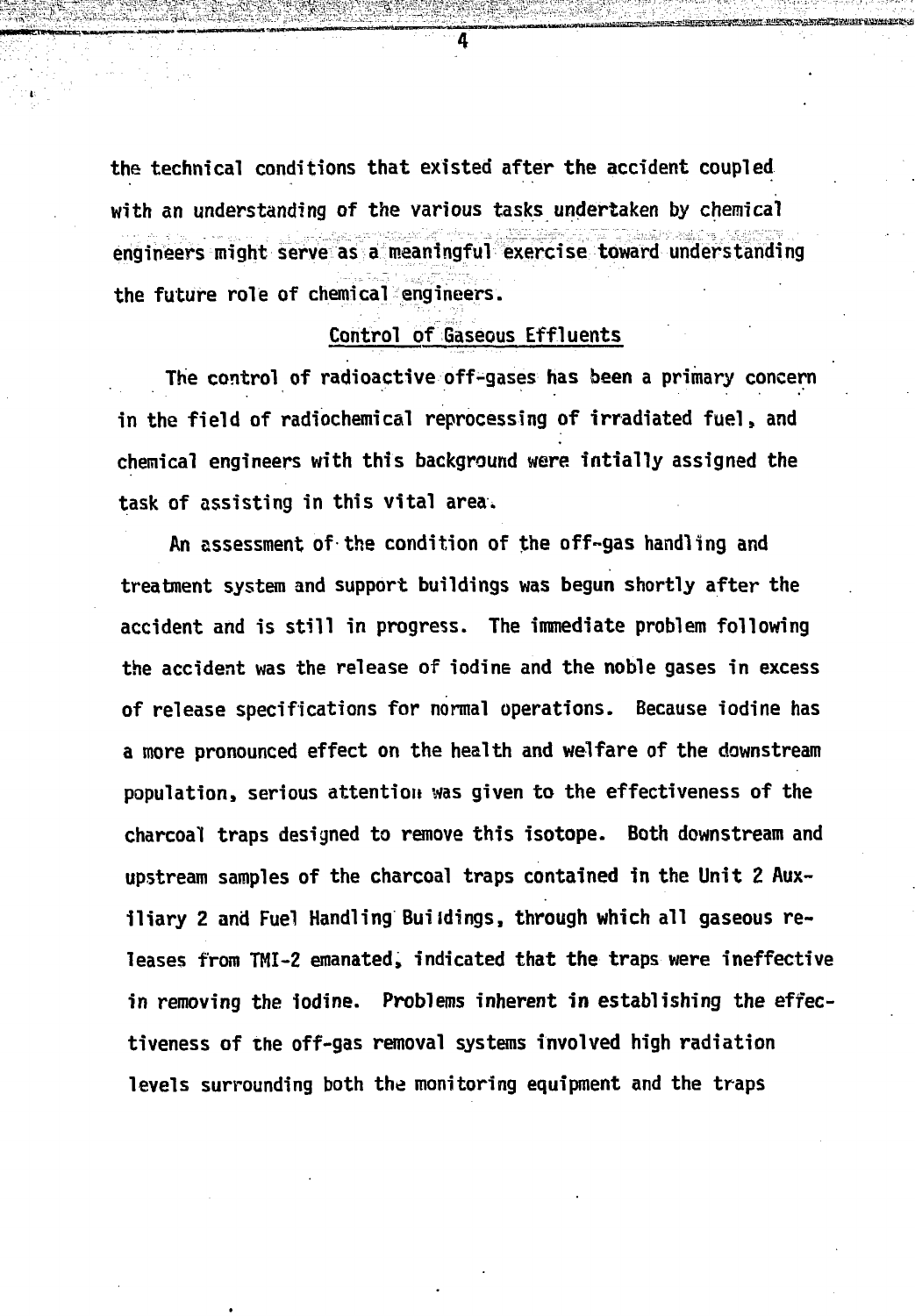the technical conditions that existed after the accident coupled with an understanding of the various tasks undertaken by chemical engineers might serve as a meaningful exercise toward understanding the future role of chemical engineers.

## Control of Gaseous Effluents

The control of radioactive off-gases has been a primary concern in the field of radiochemical reprocessing of irradiated fuel, and chemical engineers with this background were intially assigned the task of assisting in this vital area.

An assessment of the condition of the off-gas handling and treatment system and support buildings was begun shortly after the accident and is still in progress. The immediate problem following the accident was the release of iodine and the noble gases in excess of release specifications for normal operations. Because iodine has a more pronounced effect on the health and welfare of the downstream population, serious attention was given to the effectiveness of the charcoal traps designed to remove this isotope. Both downstream and upstream samples of the charcoal traps contained in the Unit 2 Auxiliary 2 and Fuel Handling Buildings, through which all gaseous releases from TMI-2 emanated, indicated that the traps were ineffective in removing the iodine. Problems inherent in establishing the effectiveness of the off-gas removal systems involved high radiation levels surrounding both the monitoring equipment and the traps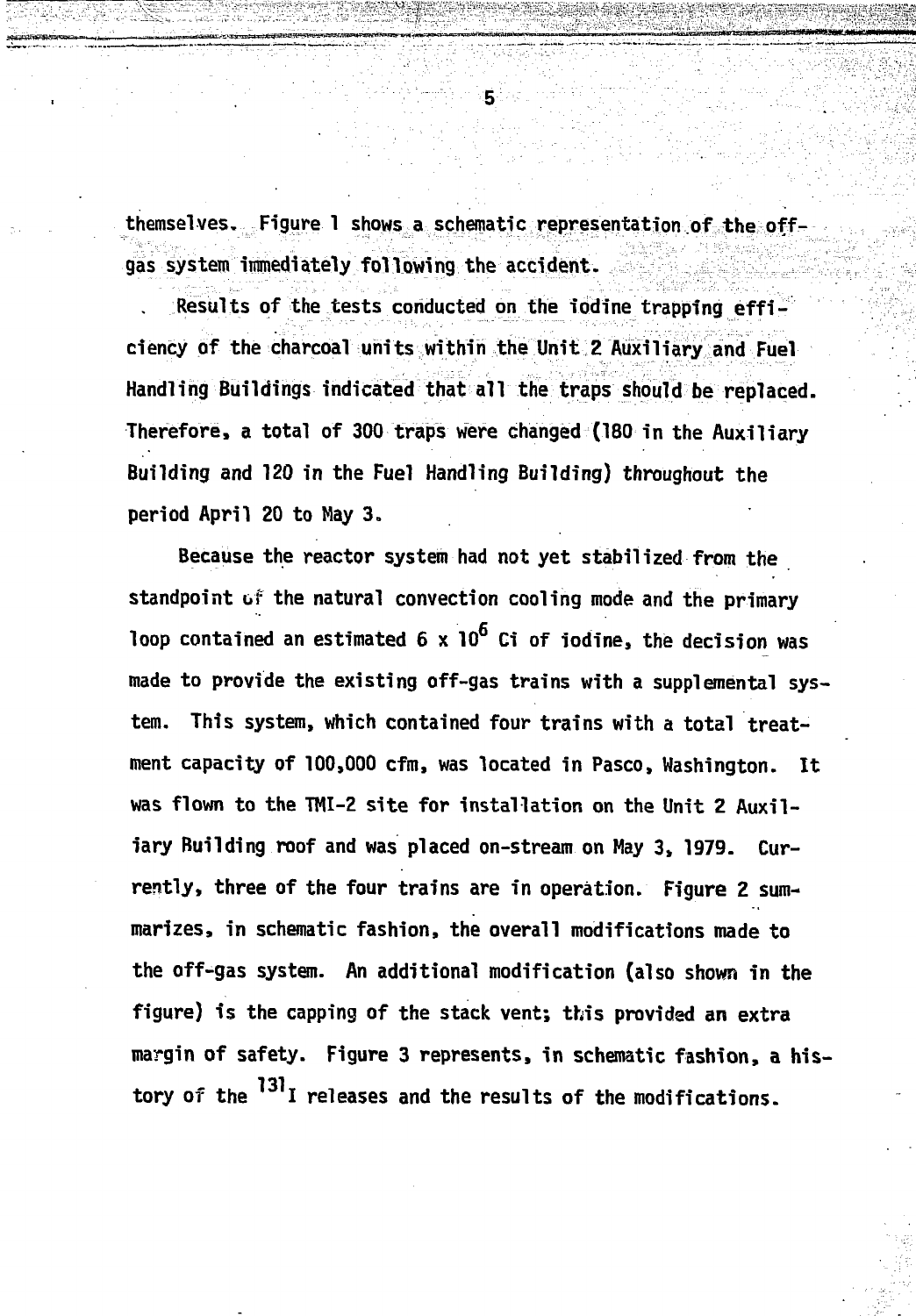themselves. Figure 1 shows a schematic representation of the off-gas system immediately following the accident.

Results of the tests conducted on the iodine trapping efficiency of the charcoal units within the Unit 2 Auxiliary and Fuel Handling Buildings indicated that all the traps should be replaced. Therefore, a total of 300 traps were changed (180 in the Auxiliary Building and 120 in the Fuel Handling Building) throughout the period April 20 to May 3.

Because the reactor system had not yet stabilized from the standpoint of the natural convection cooling mode and the primary loop contained an estimated $6 \times 10^6$ Ci of iodine, the decision was made to provide the existing off-gas trains with a supplemental system. This system, which contained four trains with a total treatment capacity of 100,000 cfm, was located in Pasco, Washington. It was flown to the TMI-2 site for installation on the Unit 2 Auxiliary Building roof and was placed on-stream on May 3, 1979. Currently, three of the four trains are in operation. Figure 2 summarizes, in schematic fashion, the overall modifications made to the off-gas system. An additional modification (also shown in the figure) is the capping of the stack vent; this provided an extra margin of safety. Figure 3 represents, in schematic fashion, a history of the $^{131}I$ releases and the results of the modifications.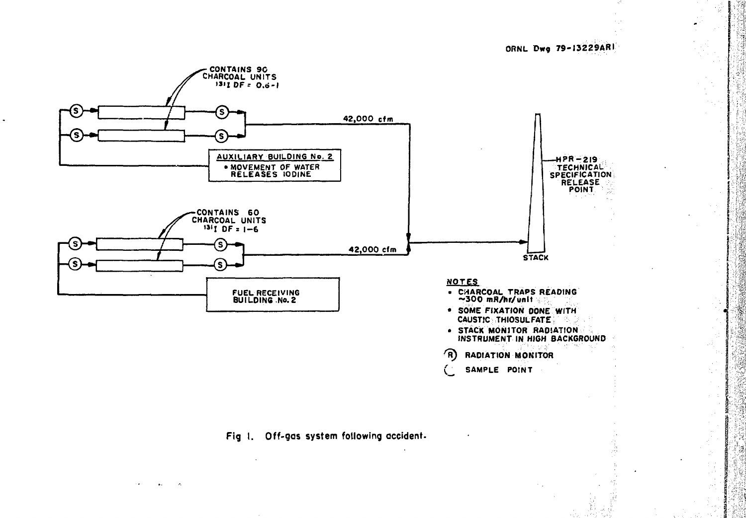ORNL Dwg 79-13229AR1

CONTAINS 90 CHARCOAL UNITS
$^{131}I$ DF = 0.6–1

42,000 cfm

AUXILIARY BUILDING No. 2
- MOVEMENT OF WATER RELEASES IODINE

CONTAINS 60 CHARCOAL UNITS
$^{131}I$ DF = 1–6

42,000 cfm

FUEL RECEIVING BUILDING No. 2

HPR-219 TECHNICAL SPECIFICATION RELEASE POINT

STACK

NOTES
- CHARCOAL TRAPS READING ~300 mR/hr/unit
- SOME FIXATION DONE WITH CAUSTIC THIOSULFATE
- STACK MONITOR RADIATION INSTRUMENT IN HIGH BACKGROUND

(R) RADIATION MONITOR

(S) SAMPLE POINT

Fig 1. Off-gas system following accident.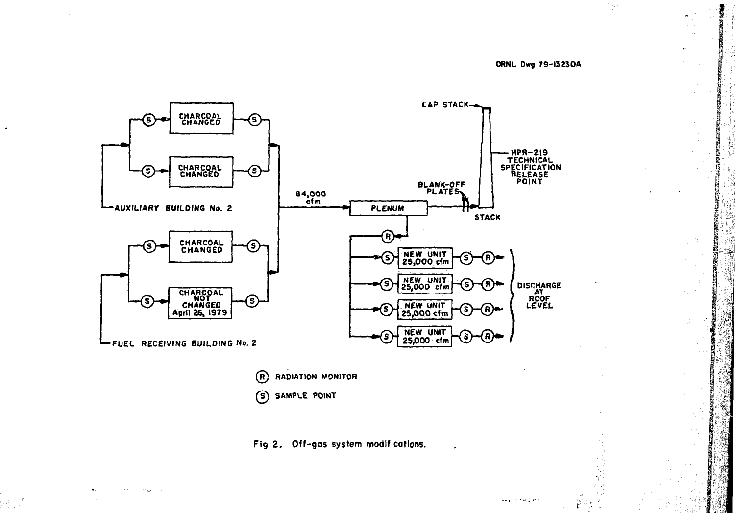ORNL Dwg 79-13230A

CAP STACK

HPR-219 TECHNICAL SPECIFICATION RELEASE POINT

CHARCOAL CHANGED

CHARCOAL CHANGED

AUXILIARY BUILDING No. 2

84,000 cfm

PLENUM

BLANK-OFF PLATES

STACK

CHARCOAL CHANGED

CHARCOAL NOT CHANGED April 26, 1979

FUEL RECEIVING BUILDING No. 2

NEW UNIT 25,000 cfm

NEW UNIT 25,000 cfm

NEW UNIT 25,000 cfm

NEW UNIT 25,000 cfm

DISCHARGE AT ROOF LEVEL

(R) RADIATION MONITOR

(S) SAMPLE POINT

Fig 2. Off-gas system modifications.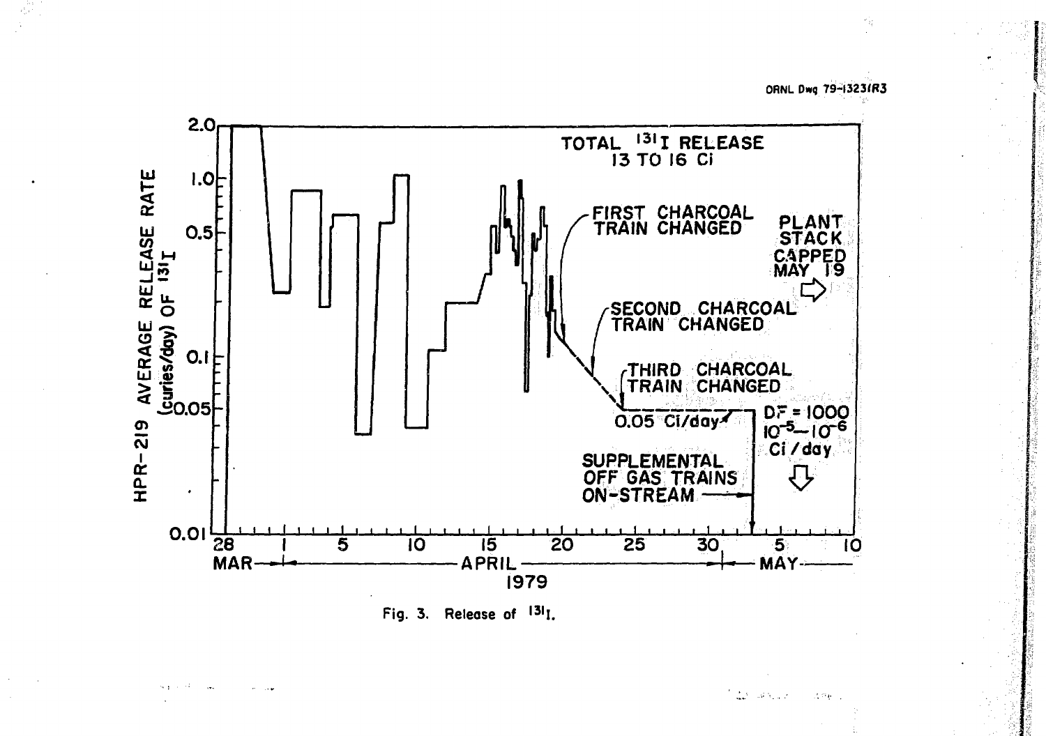ORNL Dwg 79-13231R3

TOTAL $^{131}$I RELEASE 13 TO 16 Ci

FIRST CHARCOAL TRAIN CHANGED

SECOND CHARCOAL TRAIN CHANGED

THIRD CHARCOAL TRAIN CHANGED

0.05 Ci/day

PLANT STACK CAPPED MAY 19

DF = 1000 $10^{-5}$–$10^{-6}$ Ci/day

SUPPLEMENTAL OFF GAS TRAINS ON-STREAM

HPR-219 AVERAGE RELEASE RATE (curies/day) OF $^{131}$I

MAR — APRIL — MAY 1979

Fig. 3. Release of $^{131}$I.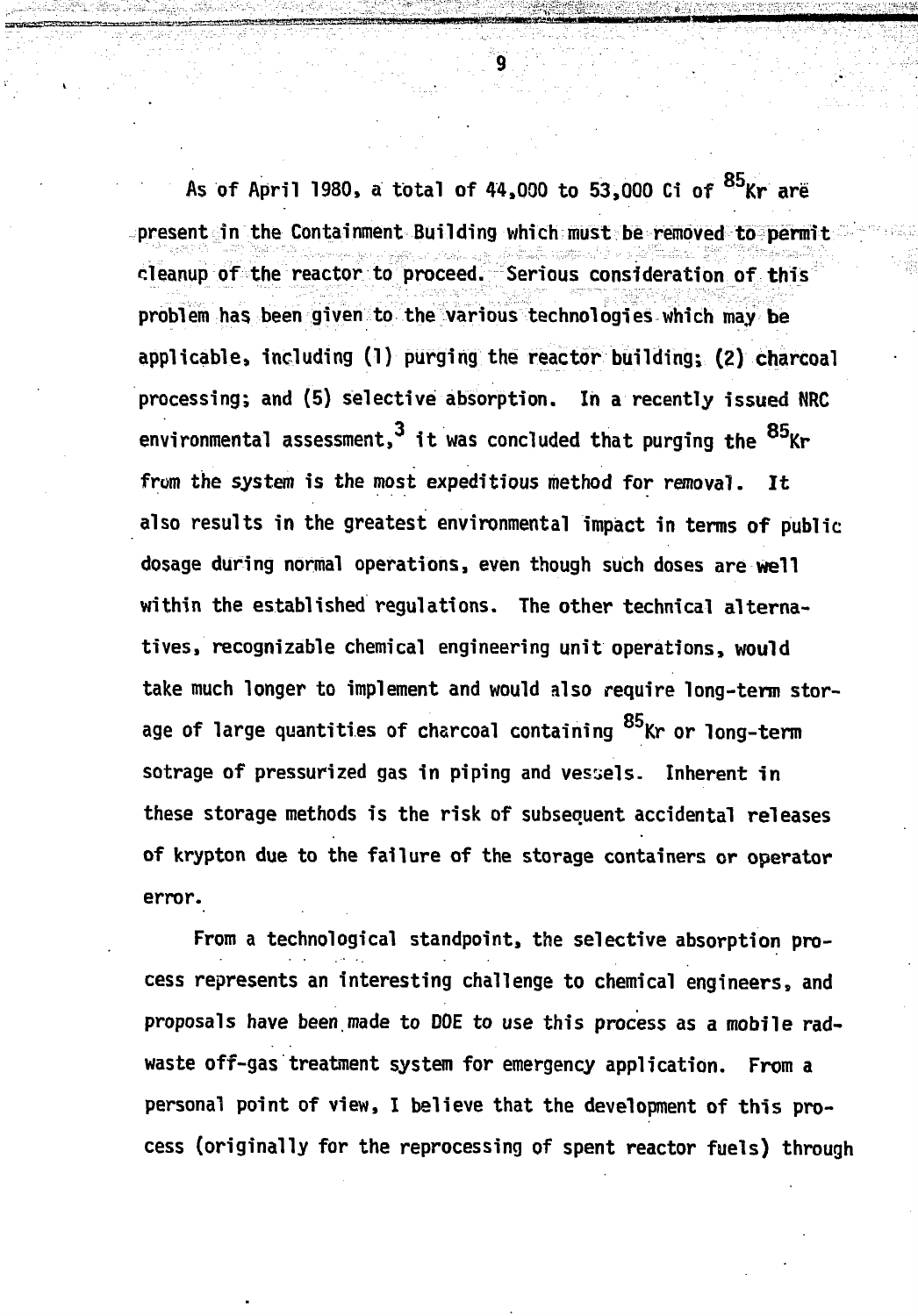As of April 1980, a total of 44,000 to 53,000 Ci of $^{85}Kr$ are present in the Containment Building which must be removed to permit cleanup of the reactor to proceed. Serious consideration of this problem has been given to the various technologies which may be applicable, including (1) purging the reactor building; (2) charcoal processing; and (5) selective absorption. In a recently issued NRC environmental assessment,[3] it was concluded that purging the $^{85}Kr$ from the system is the most expeditious method for removal. It also results in the greatest environmental impact in terms of public dosage during normal operations, even though such doses are well within the established regulations. The other technical alternatives, recognizable chemical engineering unit operations, would take much longer to implement and would also require long-term storage of large quantities of charcoal containing $^{85}Kr$ or long-term sotrage of pressurized gas in piping and vessels. Inherent in these storage methods is the risk of subsequent accidental releases of krypton due to the failure of the storage containers or operator error.

From a technological standpoint, the selective absorption process represents an interesting challenge to chemical engineers, and proposals have been made to DOE to use this process as a mobile radwaste off-gas treatment system for emergency application. From a personal point of view, I believe that the development of this process (originally for the reprocessing of spent reactor fuels) through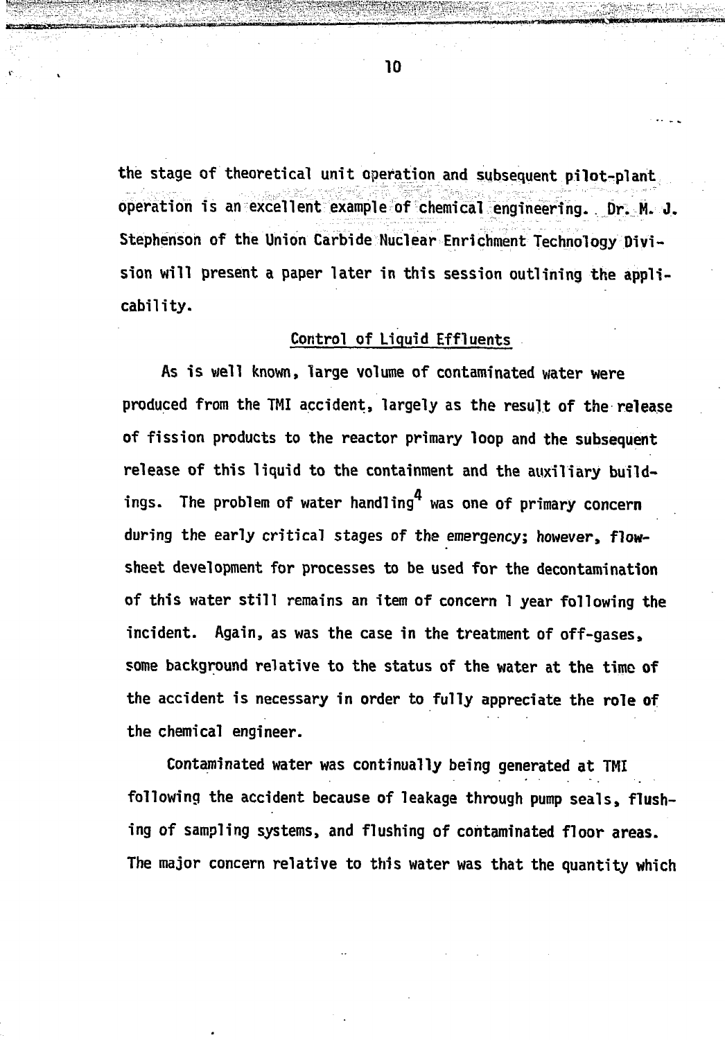the stage of theoretical unit operation and subsequent pilot-plant operation is an excellent example of chemical engineering. Dr. M. J. Stephenson of the Union Carbide Nuclear Enrichment Technology Division will present a paper later in this session outlining the applicability.

## Control of Liquid Effluents

As is well known, large volume of contaminated water were produced from the TMI accident, largely as the result of the release of fission products to the reactor primary loop and the subsequent release of this liquid to the containment and the auxiliary buildings. The problem of water handling[4] was one of primary concern during the early critical stages of the emergency; however, flowsheet development for processes to be used for the decontamination of this water still remains an item of concern 1 year following the incident. Again, as was the case in the treatment of off-gases, some background relative to the status of the water at the time of the accident is necessary in order to fully appreciate the role of the chemical engineer.

Contaminated water was continually being generated at TMI following the accident because of leakage through pump seals, flushing of sampling systems, and flushing of contaminated floor areas. The major concern relative to this water was that the quantity which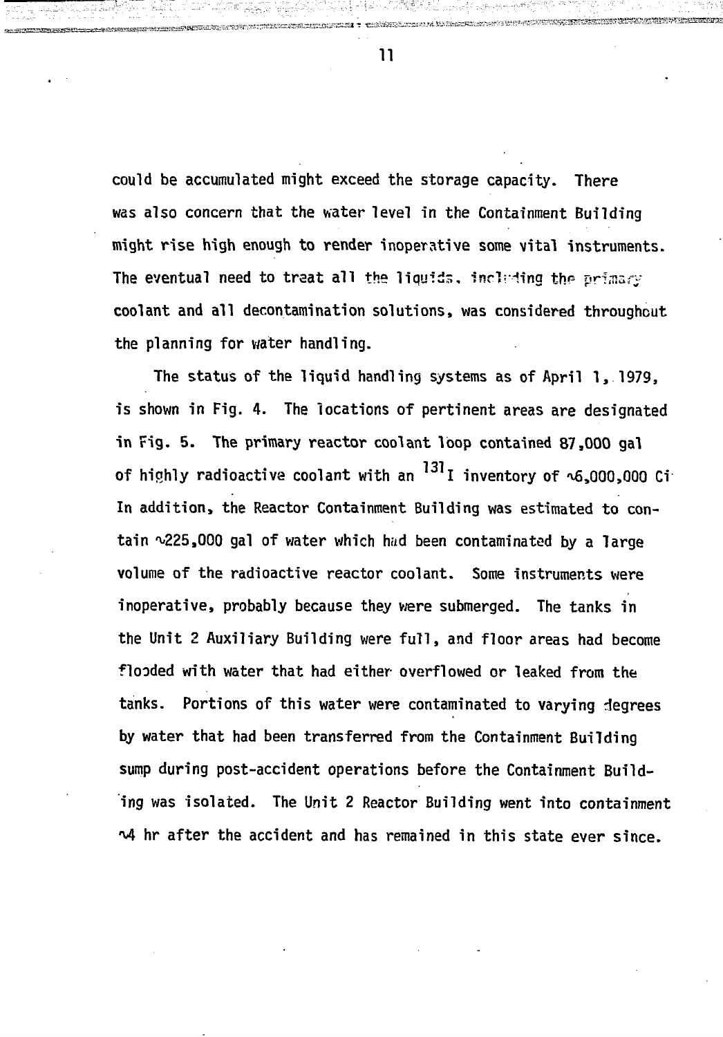could be accumulated might exceed the storage capacity. There was also concern that the water level in the Containment Building might rise high enough to render inoperative some vital instruments. The eventual need to treat all the liquids, including the primary coolant and all decontamination solutions, was considered throughout the planning for water handling.

The status of the liquid handling systems as of April 1, 1979, is shown in Fig. 4. The locations of pertinent areas are designated in Fig. 5. The primary reactor coolant loop contained 87,000 gal of highly radioactive coolant with an $^{131}$I inventory of ~6,000,000 Ci. In addition, the Reactor Containment Building was estimated to contain ~225,000 gal of water which had been contaminated by a large volume of the radioactive reactor coolant. Some instruments were inoperative, probably because they were submerged. The tanks in the Unit 2 Auxiliary Building were full, and floor areas had become flooded with water that had either overflowed or leaked from the tanks. Portions of this water were contaminated to varying degrees by water that had been transferred from the Containment Building sump during post-accident operations before the Containment Building was isolated. The Unit 2 Reactor Building went into containment ~4 hr after the accident and has remained in this state ever since.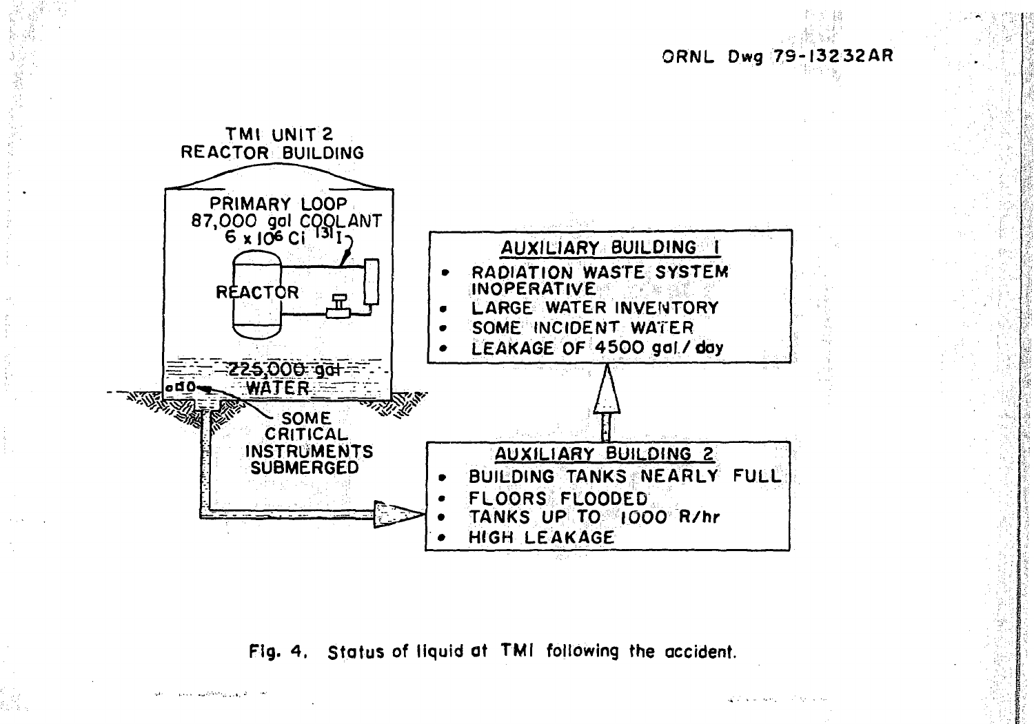ORNL Dwg 79-13232AR

TMI UNIT 2
REACTOR BUILDING

PRIMARY LOOP
87,000 gal COOLANT
$6 \times 10^6$ Ci $^{131}I$

REACTOR

225,000 gal
WATER

SOME
CRITICAL
INSTRUMENTS
SUBMERGED

**AUXILIARY BUILDING 1**

- RADIATION WASTE SYSTEM INOPERATIVE
- LARGE WATER INVENTORY
- SOME INCIDENT WATER
- LEAKAGE OF 4500 gal/day

**AUXILIARY BUILDING 2**

- BUILDING TANKS NEARLY FULL
- FLOORS FLOODED
- TANKS UP TO 1000 R/hr
- HIGH LEAKAGE

Fig. 4. Status of liquid at TMI following the accident.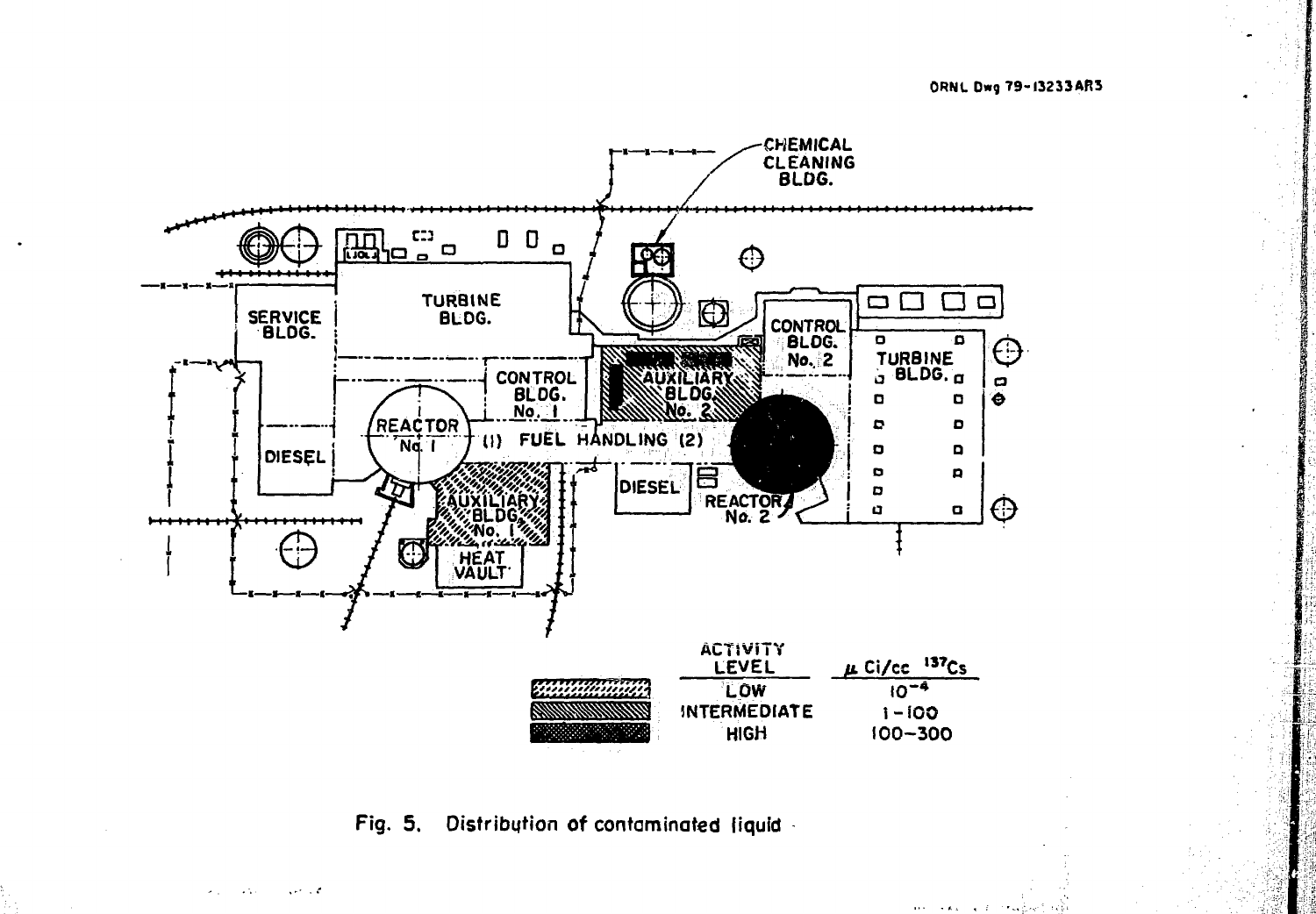ORNL Dwg 79-13233AR3

| ACTIVITY LEVEL | μ Ci/cc $^{137}$Cs |
|---|---|
| LOW | $10^{-4}$ |
| INTERMEDIATE | 1–100 |
| HIGH | 100–300 |

Fig. 5. Distribution of contaminated liquid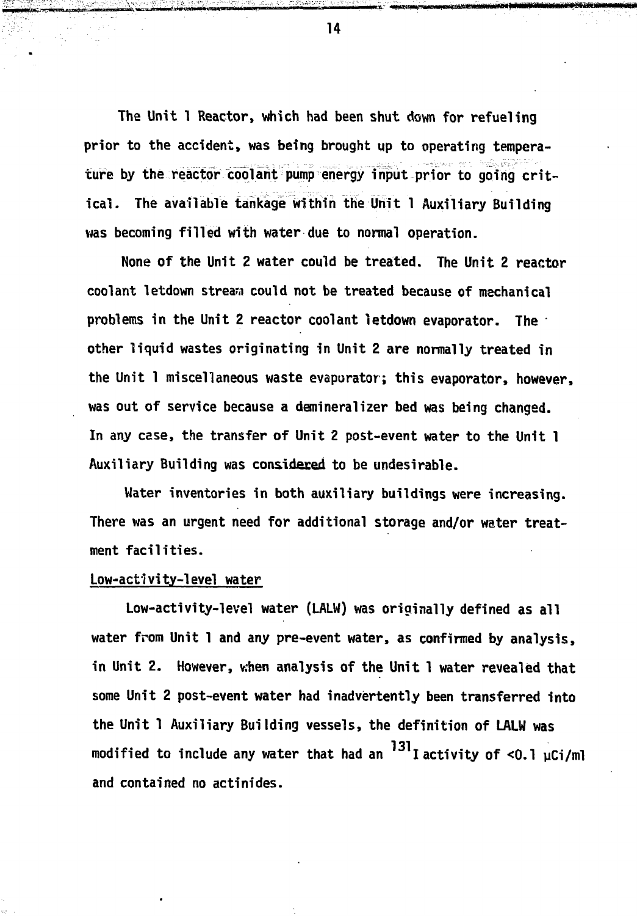The Unit 1 Reactor, which had been shut down for refueling prior to the accident, was being brought up to operating temperature by the reactor coolant pump energy input prior to going critical. The available tankage within the Unit 1 Auxiliary Building was becoming filled with water due to normal operation.

None of the Unit 2 water could be treated. The Unit 2 reactor coolant letdown stream could not be treated because of mechanical problems in the Unit 2 reactor coolant letdown evaporator. The other liquid wastes originating in Unit 2 are normally treated in the Unit 1 miscellaneous waste evaporator; this evaporator, however, was out of service because a demineralizer bed was being changed. In any case, the transfer of Unit 2 post-event water to the Unit 1 Auxiliary Building was considered to be undesirable.

Water inventories in both auxiliary buildings were increasing. There was an urgent need for additional storage and/or water treatment facilities.

### Low-activity-level water

Low-activity-level water (LALW) was originally defined as all water from Unit 1 and any pre-event water, as confirmed by analysis, in Unit 2. However, when analysis of the Unit 1 water revealed that some Unit 2 post-event water had inadvertently been transferred into the Unit 1 Auxiliary Building vessels, the definition of LALW was modified to include any water that had an $^{131}I$ activity of $<0.1\ \mu Ci/ml$ and contained no actinides.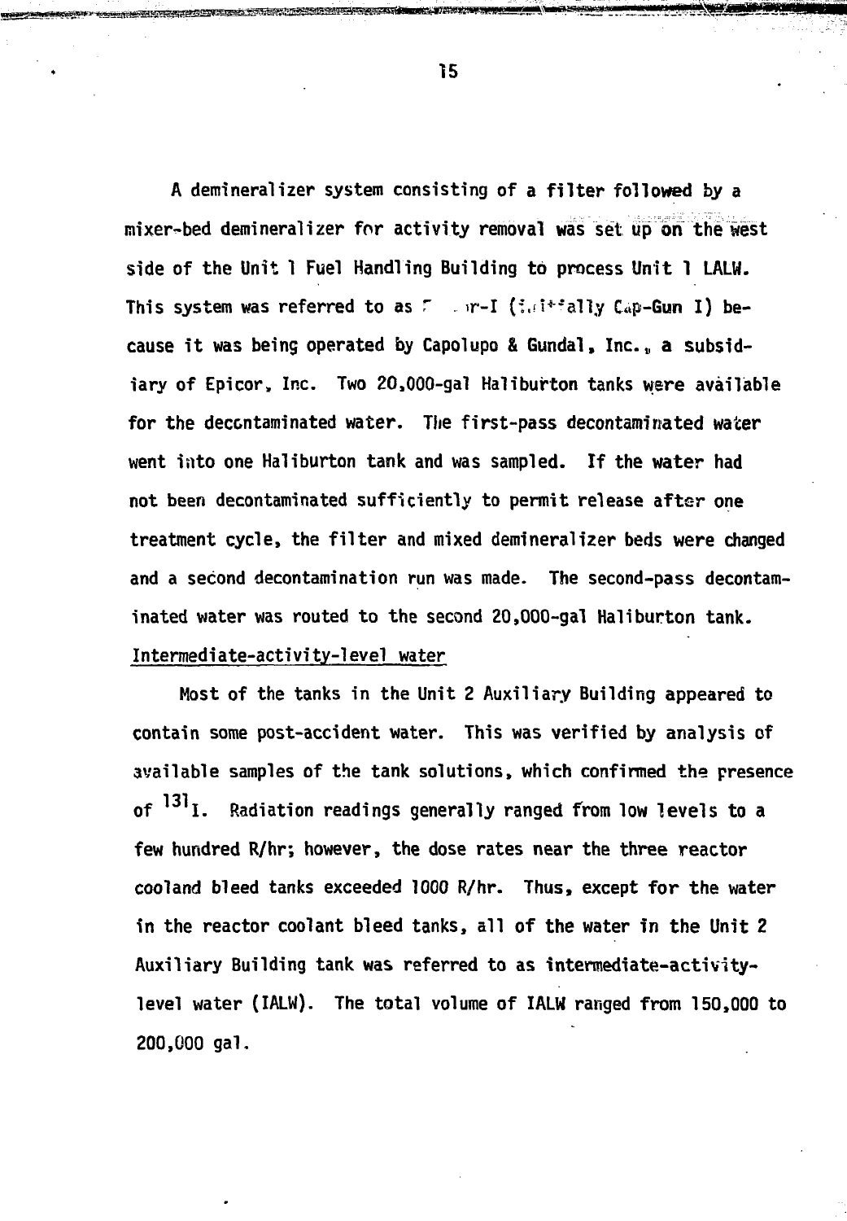A demineralizer system consisting of a filter followed by a mixer-bed demineralizer for activity removal was set up on the west side of the Unit 1 Fuel Handling Building to process Unit 1 LALW. This system was referred to as E  r-I (initially Cap-Gun I) because it was being operated by Capolupo & Gundal, Inc., a subsidiary of Epicor, Inc. Two 20,000-gal Haliburton tanks were available for the decontaminated water. The first-pass decontaminated water went into one Haliburton tank and was sampled. If the water had not been decontaminated sufficiently to permit release after one treatment cycle, the filter and mixed demineralizer beds were changed and a second decontamination run was made. The second-pass decontaminated water was routed to the second 20,000-gal Haliburton tank.

Intermediate-activity-level water

Most of the tanks in the Unit 2 Auxiliary Building appeared to contain some post-accident water. This was verified by analysis of available samples of the tank solutions, which confirmed the presence of $^{131}I$. Radiation readings generally ranged from low levels to a few hundred R/hr; however, the dose rates near the three reactor cooland bleed tanks exceeded 1000 R/hr. Thus, except for the water in the reactor coolant bleed tanks, all of the water in the Unit 2 Auxiliary Building tank was referred to as intermediate-activity-level water (IALW). The total volume of IALW ranged from 150,000 to 200,000 gal.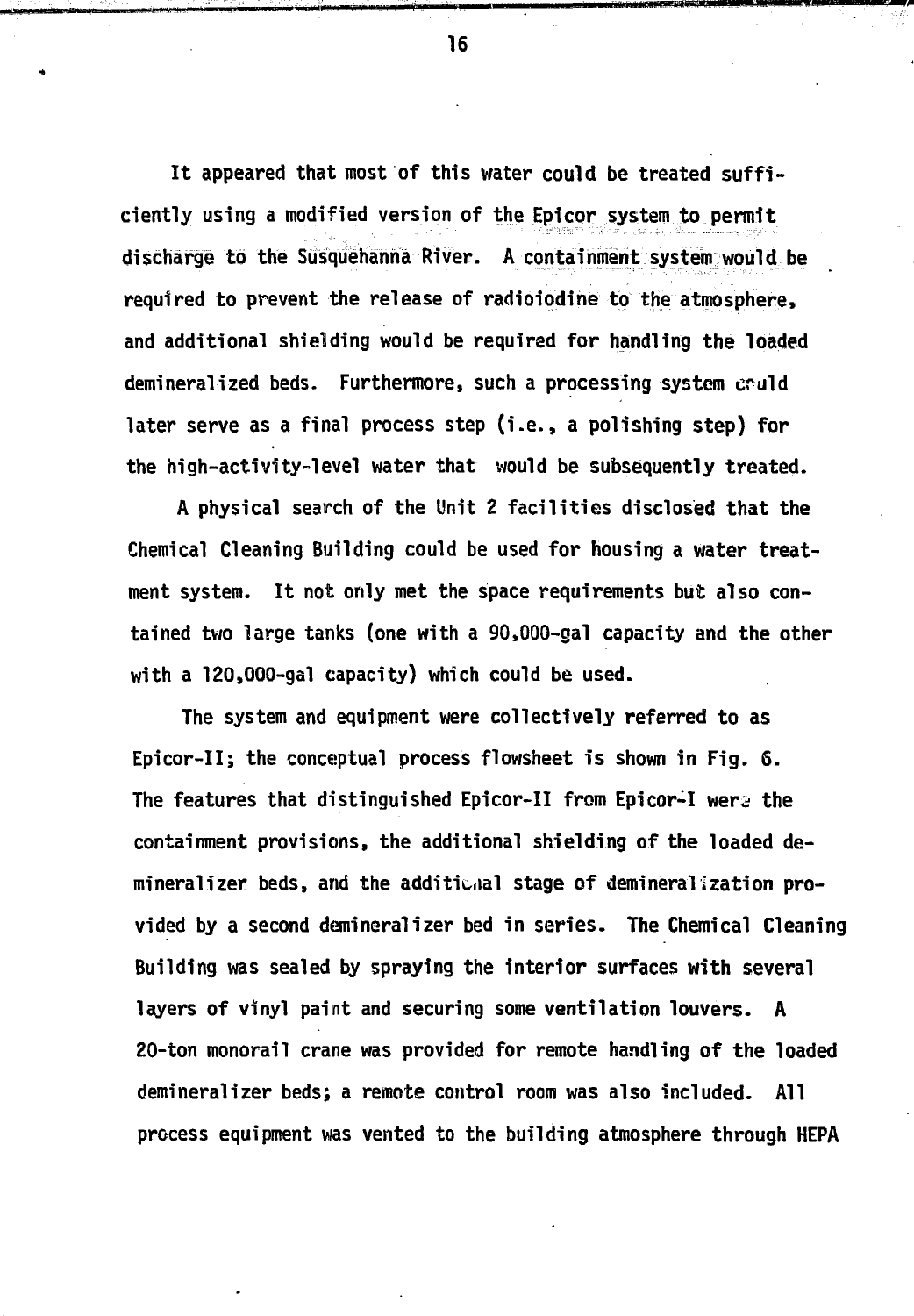It appeared that most of this water could be treated sufficiently using a modified version of the Epicor system to permit discharge to the Susquehanna River. A containment system would be required to prevent the release of radioiodine to the atmosphere, and additional shielding would be required for handling the loaded demineralized beds. Furthermore, such a processing system could later serve as a final process step (i.e., a polishing step) for the high-activity-level water that would be subsequently treated.

A physical search of the Unit 2 facilities disclosed that the Chemical Cleaning Building could be used for housing a water treatment system. It not only met the space requirements but also contained two large tanks (one with a 90,000-gal capacity and the other with a 120,000-gal capacity) which could be used.

The system and equipment were collectively referred to as Epicor-II; the conceptual process flowsheet is shown in Fig. 6. The features that distinguished Epicor-II from Epicor-I were the containment provisions, the additional shielding of the loaded demineralizer beds, and the additional stage of demineralization provided by a second demineralizer bed in series. The Chemical Cleaning Building was sealed by spraying the interior surfaces with several layers of vinyl paint and securing some ventilation louvers. A 20-ton monorail crane was provided for remote handling of the loaded demineralizer beds; a remote control room was also included. All process equipment was vented to the building atmosphere through HEPA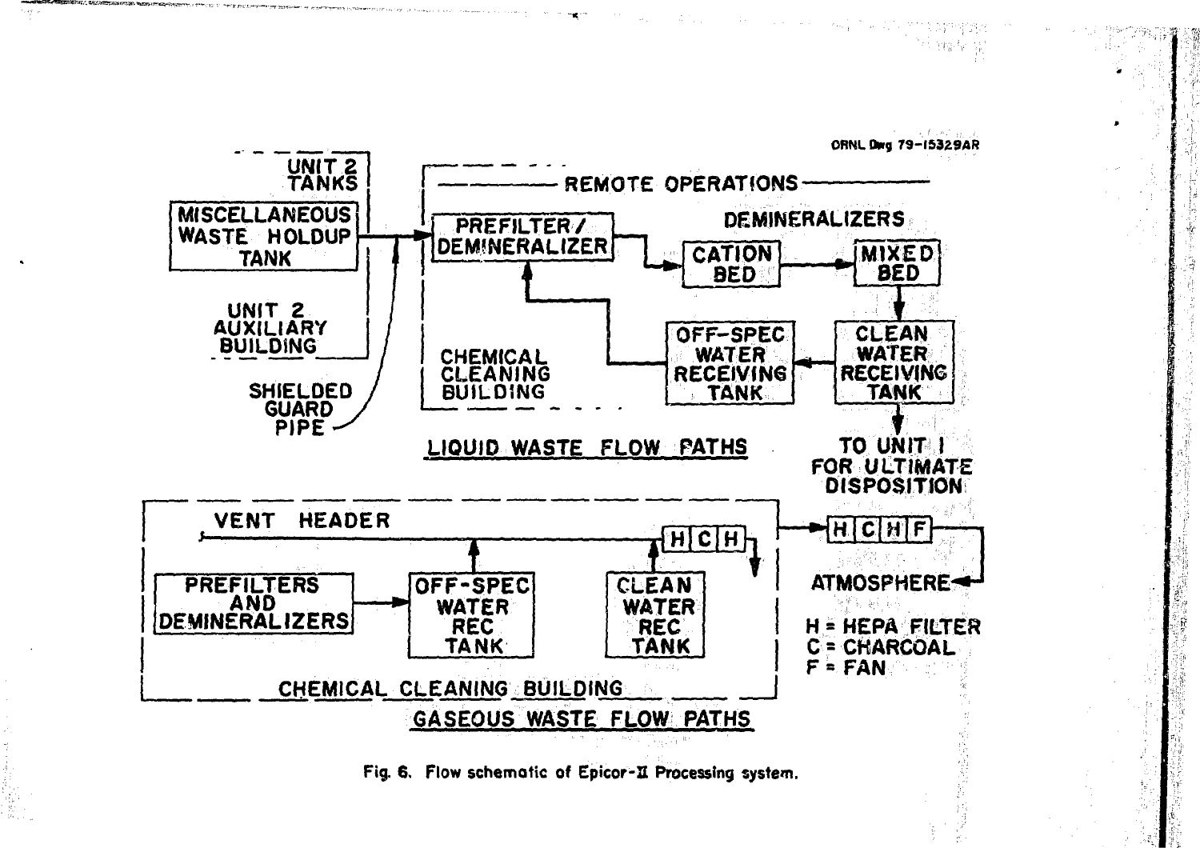ORNL Dwg 79-15329AR

UNIT 2 TANKS

MISCELLANEOUS WASTE HOLDUP TANK

UNIT 2 AUXILIARY BUILDING

SHIELDED GUARD PIPE

REMOTE OPERATIONS

PREFILTER/ DEMINERALIZER

DEMINERALIZERS

CATION BED

MIXED BED

OFF-SPEC WATER RECEIVING TANK

CLEAN WATER RECEIVING TANK

CHEMICAL CLEANING BUILDING

TO UNIT I FOR ULTIMATE DISPOSITION

LIQUID WASTE FLOW PATHS

VENT HEADER

H C H

H C H F

PREFILTERS AND DEMINERALIZERS

OFF-SPEC WATER REC TANK

CLEAN WATER REC TANK

ATMOSPHERE

H = HEPA FILTER
C = CHARCOAL
F = FAN

CHEMICAL CLEANING BUILDING

GASEOUS WASTE FLOW PATHS

Fig. 6. Flow schematic of Epicor-II Processing system.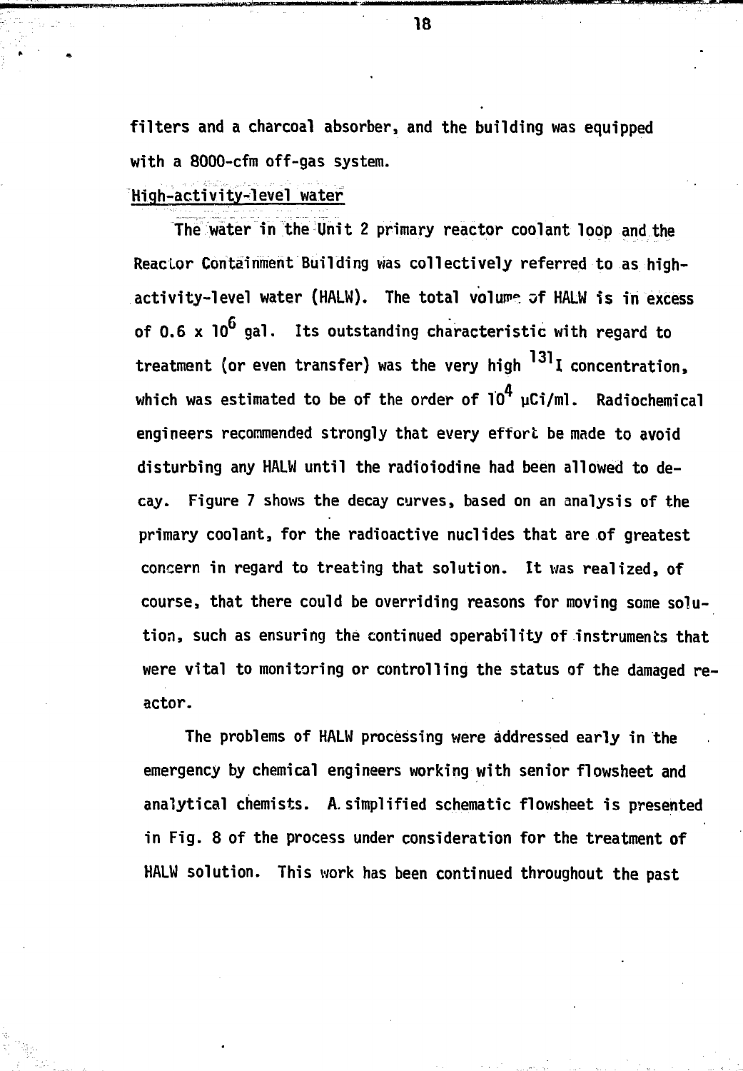filters and a charcoal absorber, and the building was equipped with a 8000-cfm off-gas system.

High-activity-level water

The water in the Unit 2 primary reactor coolant loop and the Reactor Containment Building was collectively referred to as high-activity-level water (HALW). The total volume of HALW is in excess of $0.6 \times 10^6$ gal. Its outstanding characteristic with regard to treatment (or even transfer) was the very high $^{131}I$ concentration, which was estimated to be of the order of $10^4$ μCi/ml. Radiochemical engineers recommended strongly that every effort be made to avoid disturbing any HALW until the radioiodine had been allowed to decay. Figure 7 shows the decay curves, based on an analysis of the primary coolant, for the radioactive nuclides that are of greatest concern in regard to treating that solution. It was realized, of course, that there could be overriding reasons for moving some solution, such as ensuring the continued operability of instruments that were vital to monitoring or controlling the status of the damaged reactor.

The problems of HALW processing were addressed early in the emergency by chemical engineers working with senior flowsheet and analytical chemists. A simplified schematic flowsheet is presented in Fig. 8 of the process under consideration for the treatment of HALW solution. This work has been continued throughout the past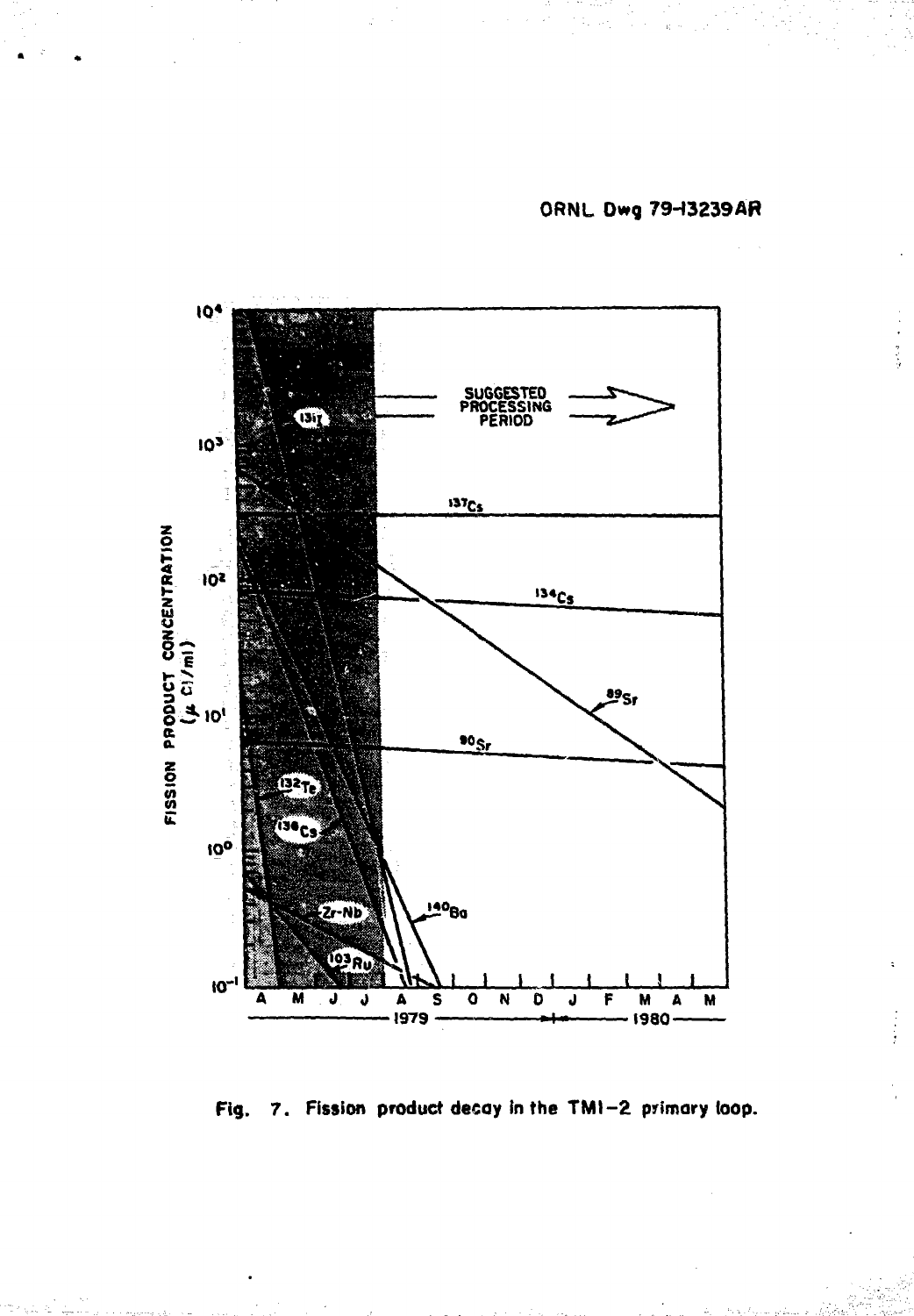ORNL Dwg 79-13239AR

Fig. 7. Fission product decay in the TMI−2 primary loop.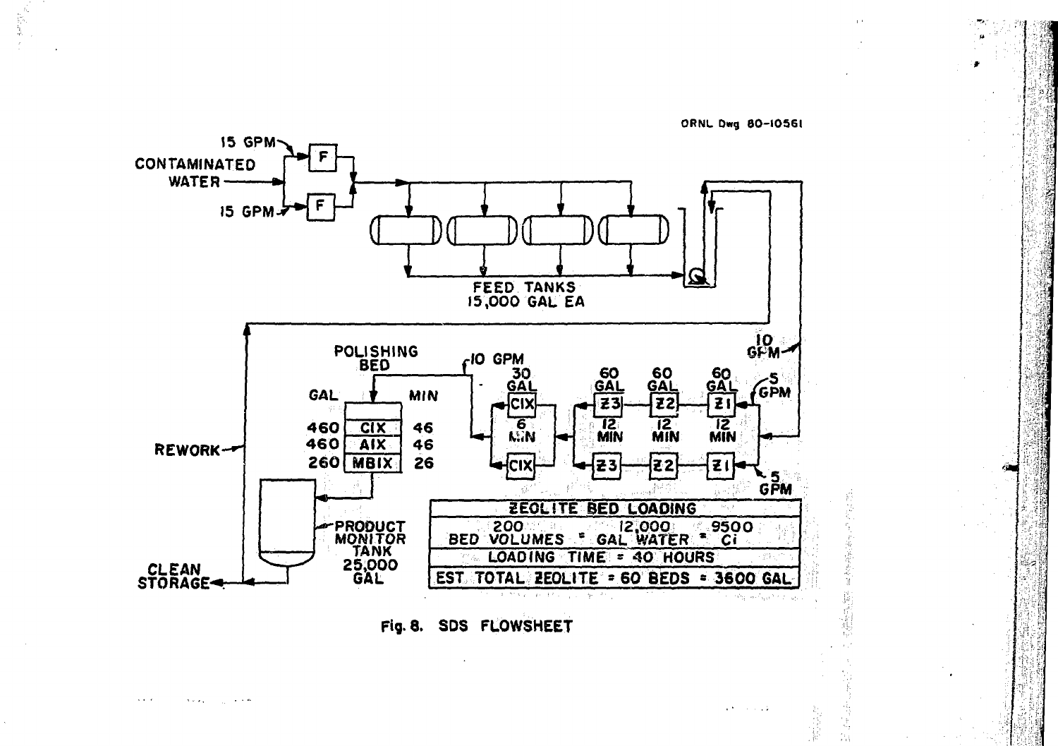ORNL Dwg 80-10561

15 GPM

CONTAMINATED WATER

15 GPM

F

F

FEED TANKS
15,000 GAL EA

10 GPM

5 GPM

5 GPM

POLISHING BED

10 GPM

| GAL | | MIN |
|---|---|---|
| 460 | CIX | 46 |
| 460 | AIX | 46 |
| 260 | MBIX | 26 |

30 GAL CIX 6 MIN

60 GAL Z3 12 MIN

60 GAL Z2 12 MIN

60 GAL Z1 12 MIN

REWORK

PRODUCT MONITOR TANK 25,000 GAL

CLEAN STORAGE

| ZEOLITE BED LOADING |
|---|
| 200 BED VOLUMES = 12,000 GAL WATER = 9500 Ci |
| LOADING TIME = 40 HOURS |
| EST TOTAL ZEOLITE = 60 BEDS = 3600 GAL |

Fig. 8. SDS FLOWSHEET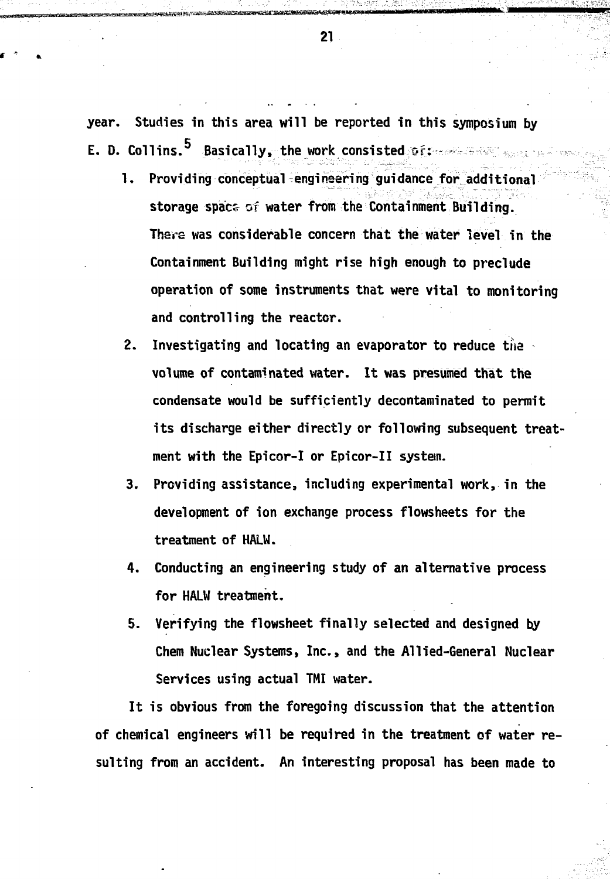year. Studies in this area will be reported in this symposium by E. D. Collins.[5] Basically, the work consisted of:

1. Providing conceptual engineering guidance for additional storage space of water from the Containment Building. There was considerable concern that the water level in the Containment Building might rise high enough to preclude operation of some instruments that were vital to monitoring and controlling the reactor.
2. Investigating and locating an evaporator to reduce the volume of contaminated water. It was presumed that the condensate would be sufficiently decontaminated to permit its discharge either directly or following subsequent treatment with the Epicor-I or Epicor-II system.
3. Providing assistance, including experimental work, in the development of ion exchange process flowsheets for the treatment of HALW.
4. Conducting an engineering study of an alternative process for HALW treatment.
5. Verifying the flowsheet finally selected and designed by Chem Nuclear Systems, Inc., and the Allied-General Nuclear Services using actual TMI water.

It is obvious from the foregoing discussion that the attention of chemical engineers will be required in the treatment of water resulting from an accident. An interesting proposal has been made to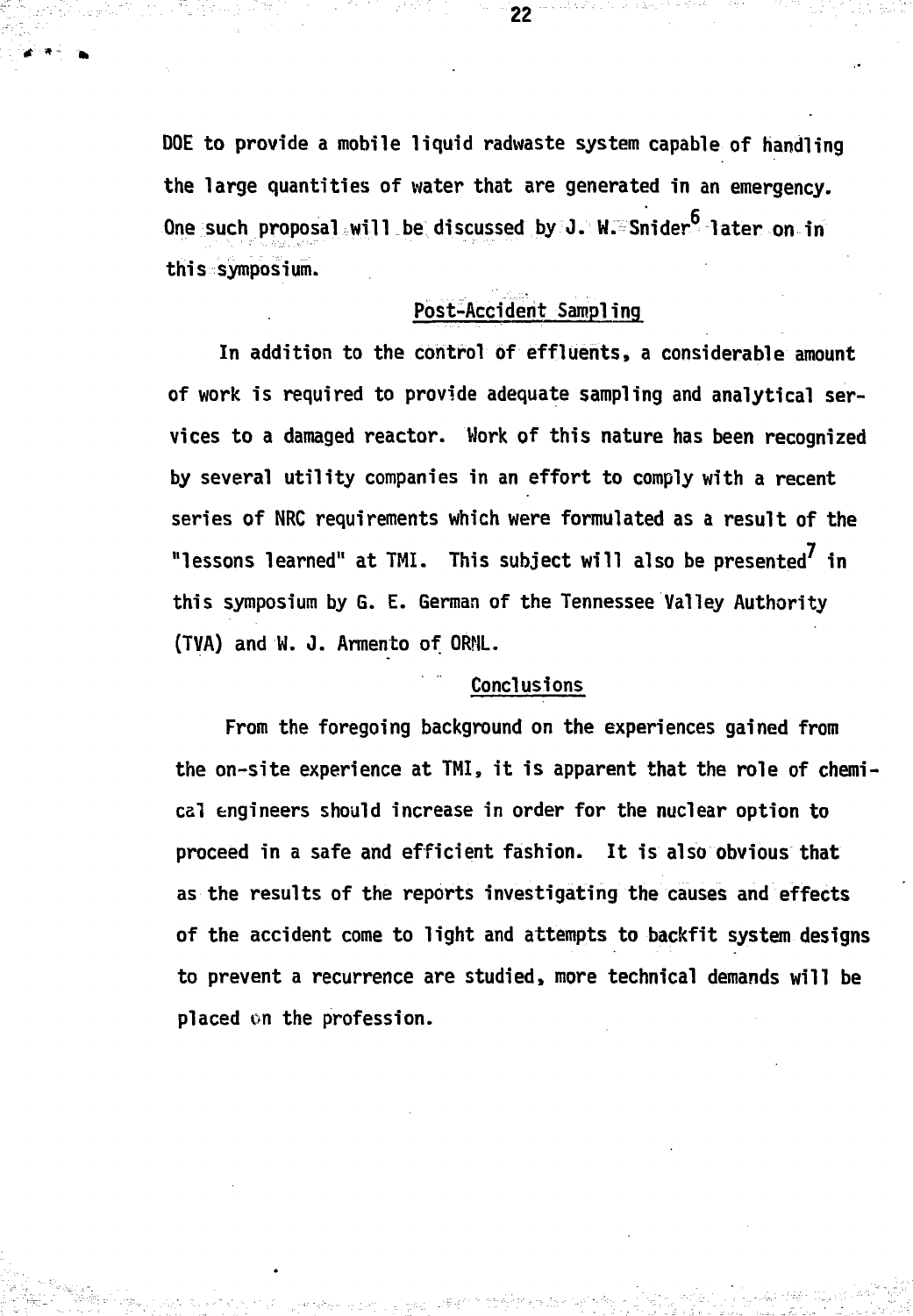DOE to provide a mobile liquid radwaste system capable of handling the large quantities of water that are generated in an emergency. One such proposal will be discussed by J. W. Snider[6] later on in this symposium.

## Post-Accident Sampling

In addition to the control of effluents, a considerable amount of work is required to provide adequate sampling and analytical services to a damaged reactor. Work of this nature has been recognized by several utility companies in an effort to comply with a recent series of NRC requirements which were formulated as a result of the "lessons learned" at TMI. This subject will also be presented[7] in this symposium by G. E. German of the Tennessee Valley Authority (TVA) and W. J. Armento of ORNL.

## Conclusions

From the foregoing background on the experiences gained from the on-site experience at TMI, it is apparent that the role of chemical engineers should increase in order for the nuclear option to proceed in a safe and efficient fashion. It is also obvious that as the results of the reports investigating the causes and effects of the accident come to light and attempts to backfit system designs to prevent a recurrence are studied, more technical demands will be placed on the profession.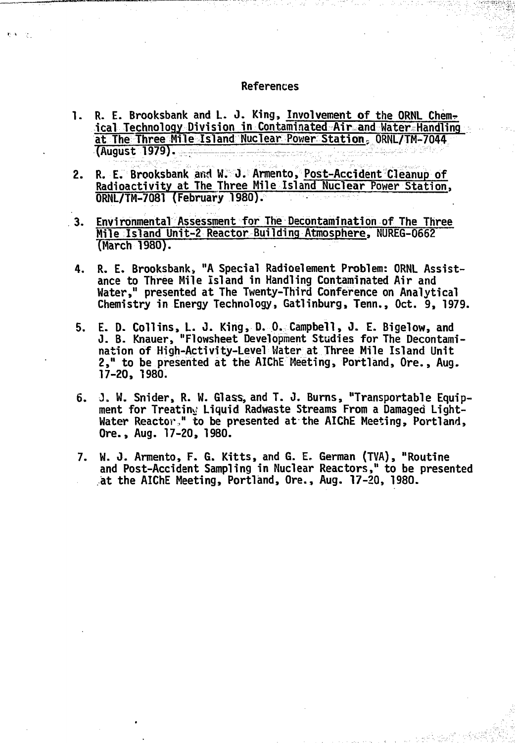# References

1. R. E. Brooksbank and L. J. King, Involvement of the ORNL Chemical Technology Division in Contaminated Air and Water Handling at The Three Mile Island Nuclear Power Station, ORNL/TM-7044 (August 1979).

2. R. E. Brooksbank and W. J. Armento, Post-Accident Cleanup of Radioactivity at The Three Mile Island Nuclear Power Station, ORNL/TM-7081 (February 1980).

3. Environmental Assessment for The Decontamination of The Three Mile Island Unit-2 Reactor Building Atmosphere, NUREG-0662 (March 1980).

4. R. E. Brooksbank, "A Special Radioelement Problem: ORNL Assistance to Three Mile Island in Handling Contaminated Air and Water," presented at The Twenty-Third Conference on Analytical Chemistry in Energy Technology, Gatlinburg, Tenn., Oct. 9, 1979.

5. E. D. Collins, L. J. King, D. O. Campbell, J. E. Bigelow, and J. B. Knauer, "Flowsheet Development Studies for The Decontamination of High-Activity-Level Water at Three Mile Island Unit 2," to be presented at the AIChE Meeting, Portland, Ore., Aug. 17-20, 1980.

6. J. W. Snider, R. W. Glass, and T. J. Burns, "Transportable Equipment for Treating Liquid Radwaste Streams From a Damaged Light-Water Reactor," to be presented at the AIChE Meeting, Portland, Ore., Aug. 17-20, 1980.

7. W. J. Armento, F. G. Kitts, and G. E. German (TVA), "Routine and Post-Accident Sampling in Nuclear Reactors," to be presented at the AIChE Meeting, Portland, Ore., Aug. 17-20, 1980.